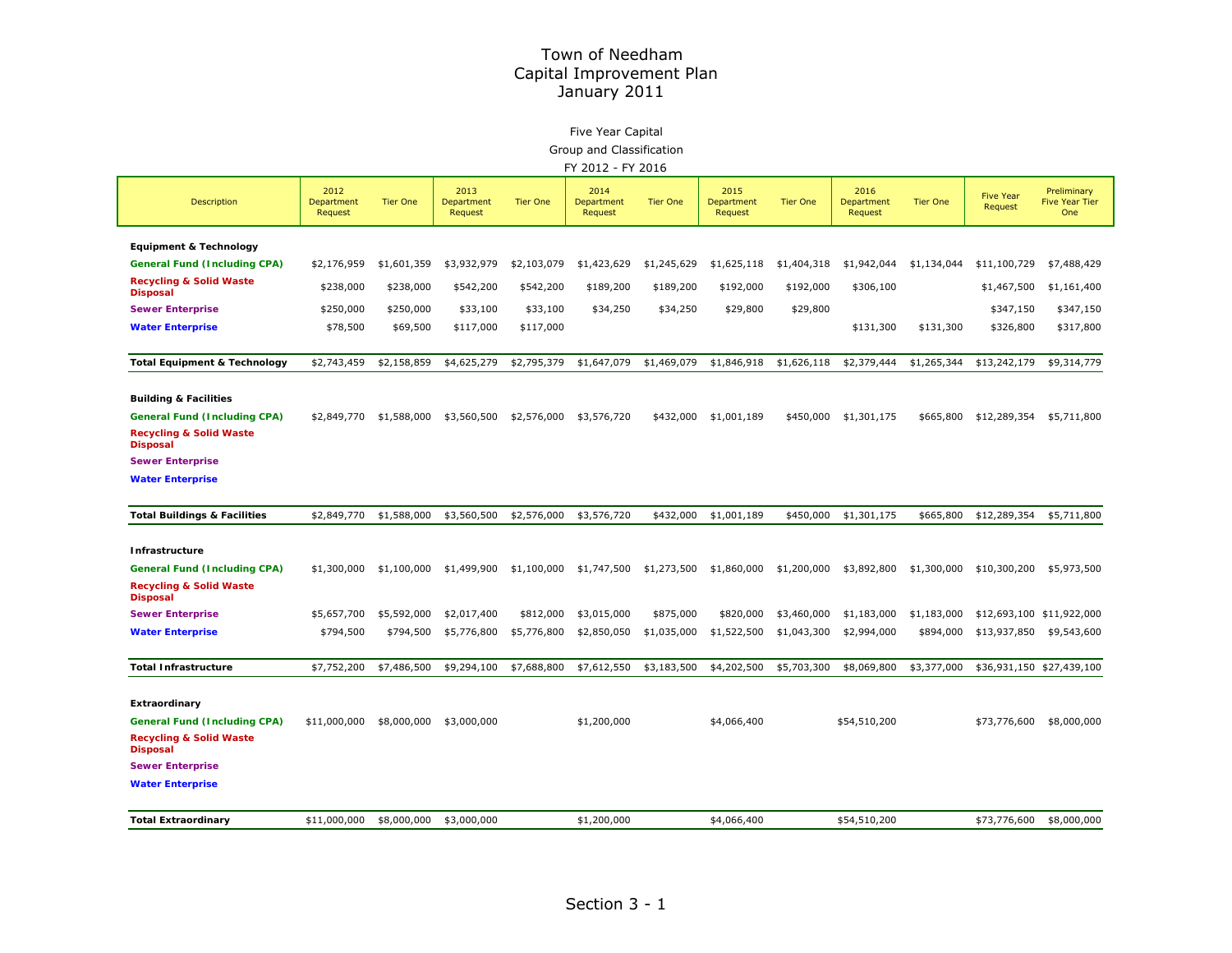# Town of Needham
## Capital Improvement Plan
### January 2011

Five Year Capital

Group and Classification

FY 2012 - FY 2016

| Description | 2012 Department Request | Tier One | 2013 Department Request | Tier One | 2014 Department Request | Tier One | 2015 Department Request | Tier One | 2016 Department Request | Tier One | Five Year Request | Preliminary Five Year Tier One |
|---|---|---|---|---|---|---|---|---|---|---|---|---|
| **Equipment & Technology** | | | | | | | | | | | | |
| **General Fund (Including CPA)** | $2,176,959 | $1,601,359 | $3,932,979 | $2,103,079 | $1,423,629 | $1,245,629 | $1,625,118 | $1,404,318 | $1,942,044 | $1,134,044 | $11,100,729 | $7,488,429 |
| **Recycling & Solid Waste Disposal** | $238,000 | $238,000 | $542,200 | $542,200 | $189,200 | $189,200 | $192,000 | $192,000 | $306,100 | | $1,467,500 | $1,161,400 |
| **Sewer Enterprise** | $250,000 | $250,000 | $33,100 | $33,100 | $34,250 | $34,250 | $29,800 | $29,800 | | | $347,150 | $347,150 |
| **Water Enterprise** | $78,500 | $69,500 | $117,000 | $117,000 | | | | | $131,300 | $131,300 | $326,800 | $317,800 |
| **Total Equipment & Technology** | $2,743,459 | $2,158,859 | $4,625,279 | $2,795,379 | $1,647,079 | $1,469,079 | $1,846,918 | $1,626,118 | $2,379,444 | $1,265,344 | $13,242,179 | $9,314,779 |
| **Building & Facilities** | | | | | | | | | | | | |
| **General Fund (Including CPA)** | $2,849,770 | $1,588,000 | $3,560,500 | $2,576,000 | $3,576,720 | $432,000 | $1,001,189 | $450,000 | $1,301,175 | $665,800 | $12,289,354 | $5,711,800 |
| **Recycling & Solid Waste Disposal** | | | | | | | | | | | | |
| **Sewer Enterprise** | | | | | | | | | | | | |
| **Water Enterprise** | | | | | | | | | | | | |
| **Total Buildings & Facilities** | $2,849,770 | $1,588,000 | $3,560,500 | $2,576,000 | $3,576,720 | $432,000 | $1,001,189 | $450,000 | $1,301,175 | $665,800 | $12,289,354 | $5,711,800 |
| **Infrastructure** | | | | | | | | | | | | |
| **General Fund (Including CPA)** | $1,300,000 | $1,100,000 | $1,499,900 | $1,100,000 | $1,747,500 | $1,273,500 | $1,860,000 | $1,200,000 | $3,892,800 | $1,300,000 | $10,300,200 | $5,973,500 |
| **Recycling & Solid Waste Disposal** | | | | | | | | | | | | |
| **Sewer Enterprise** | $5,657,700 | $5,592,000 | $2,017,400 | $812,000 | $3,015,000 | $875,000 | $820,000 | $3,460,000 | $1,183,000 | $1,183,000 | $12,693,100 | $11,922,000 |
| **Water Enterprise** | $794,500 | $794,500 | $5,776,800 | $5,776,800 | $2,850,050 | $1,035,000 | $1,522,500 | $1,043,300 | $2,994,000 | $894,000 | $13,937,850 | $9,543,600 |
| **Total Infrastructure** | $7,752,200 | $7,486,500 | $9,294,100 | $7,688,800 | $7,612,550 | $3,183,500 | $4,202,500 | $5,703,300 | $8,069,800 | $3,377,000 | $36,931,150 | $27,439,100 |
| **Extraordinary** | | | | | | | | | | | | |
| **General Fund (Including CPA)** | $11,000,000 | $8,000,000 | $3,000,000 | | $1,200,000 | | $4,066,400 | | $54,510,200 | | $73,776,600 | $8,000,000 |
| **Recycling & Solid Waste Disposal** | | | | | | | | | | | | |
| **Sewer Enterprise** | | | | | | | | | | | | |
| **Water Enterprise** | | | | | | | | | | | | |
| **Total Extraordinary** | $11,000,000 | $8,000,000 | $3,000,000 | | $1,200,000 | | $4,066,400 | | $54,510,200 | | $73,776,600 | $8,000,000 |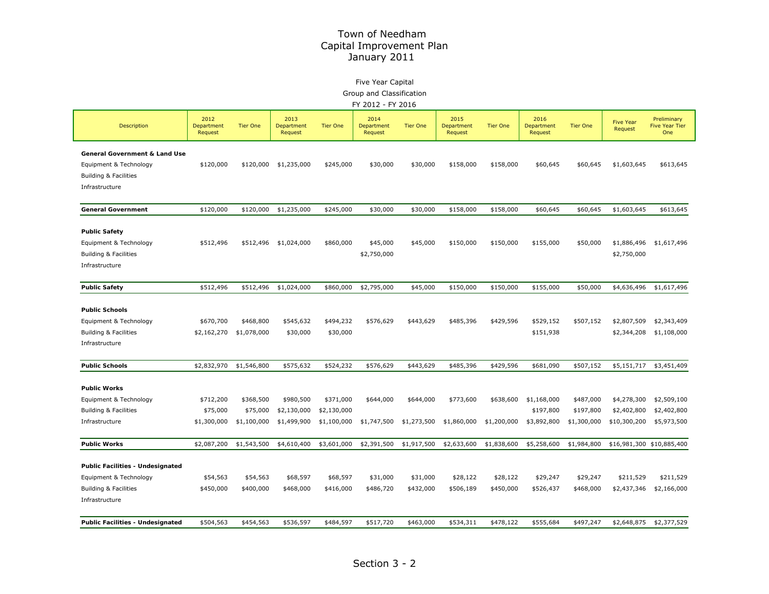# Town of Needham
# Capital Improvement Plan
# January 2011

Five Year Capital
Group and Classification
FY 2012 - FY 2016

| Description | 2012 Department Request | Tier One | 2013 Department Request | Tier One | 2014 Department Request | Tier One | 2015 Department Request | Tier One | 2016 Department Request | Tier One | Five Year Request | Preliminary Five Year Tier One |
|---|---|---|---|---|---|---|---|---|---|---|---|---|
| **General Government & Land Use** | | | | | | | | | | | | |
| Equipment & Technology | $120,000 | $120,000 | $1,235,000 | $245,000 | $30,000 | $30,000 | $158,000 | $158,000 | $60,645 | $60,645 | $1,603,645 | $613,645 |
| Building & Facilities | | | | | | | | | | | | |
| Infrastructure | | | | | | | | | | | | |
| **General Government** | $120,000 | $120,000 | $1,235,000 | $245,000 | $30,000 | $30,000 | $158,000 | $158,000 | $60,645 | $60,645 | $1,603,645 | $613,645 |
| **Public Safety** | | | | | | | | | | | | |
| Equipment & Technology | $512,496 | $512,496 | $1,024,000 | $860,000 | $45,000 | $45,000 | $150,000 | $150,000 | $155,000 | $50,000 | $1,886,496 | $1,617,496 |
| Building & Facilities | | | | | $2,750,000 | | | | | | $2,750,000 | |
| Infrastructure | | | | | | | | | | | | |
| **Public Safety** | $512,496 | $512,496 | $1,024,000 | $860,000 | $2,795,000 | $45,000 | $150,000 | $150,000 | $155,000 | $50,000 | $4,636,496 | $1,617,496 |
| **Public Schools** | | | | | | | | | | | | |
| Equipment & Technology | $670,700 | $468,800 | $545,632 | $494,232 | $576,629 | $443,629 | $485,396 | $429,596 | $529,152 | $507,152 | $2,807,509 | $2,343,409 |
| Building & Facilities | $2,162,270 | $1,078,000 | $30,000 | $30,000 | | | | | $151,938 | | $2,344,208 | $1,108,000 |
| Infrastructure | | | | | | | | | | | | |
| **Public Schools** | $2,832,970 | $1,546,800 | $575,632 | $524,232 | $576,629 | $443,629 | $485,396 | $429,596 | $681,090 | $507,152 | $5,151,717 | $3,451,409 |
| **Public Works** | | | | | | | | | | | | |
| Equipment & Technology | $712,200 | $368,500 | $980,500 | $371,000 | $644,000 | $644,000 | $773,600 | $638,600 | $1,168,000 | $487,000 | $4,278,300 | $2,509,100 |
| Building & Facilities | $75,000 | $75,000 | $2,130,000 | $2,130,000 | | | | | $197,800 | $197,800 | $2,402,800 | $2,402,800 |
| Infrastructure | $1,300,000 | $1,100,000 | $1,499,900 | $1,100,000 | $1,747,500 | $1,273,500 | $1,860,000 | $1,200,000 | $3,892,800 | $1,300,000 | $10,300,200 | $5,973,500 |
| **Public Works** | $2,087,200 | $1,543,500 | $4,610,400 | $3,601,000 | $2,391,500 | $1,917,500 | $2,633,600 | $1,838,600 | $5,258,600 | $1,984,800 | $16,981,300 | $10,885,400 |
| **Public Facilities - Undesignated** | | | | | | | | | | | | |
| Equipment & Technology | $54,563 | $54,563 | $68,597 | $68,597 | $31,000 | $31,000 | $28,122 | $28,122 | $29,247 | $29,247 | $211,529 | $211,529 |
| Building & Facilities | $450,000 | $400,000 | $468,000 | $416,000 | $486,720 | $432,000 | $506,189 | $450,000 | $526,437 | $468,000 | $2,437,346 | $2,166,000 |
| Infrastructure | | | | | | | | | | | | |
| **Public Facilities - Undesignated** | $504,563 | $454,563 | $536,597 | $484,597 | $517,720 | $463,000 | $534,311 | $478,122 | $555,684 | $497,247 | $2,648,875 | $2,377,529 |

Section 3 - 2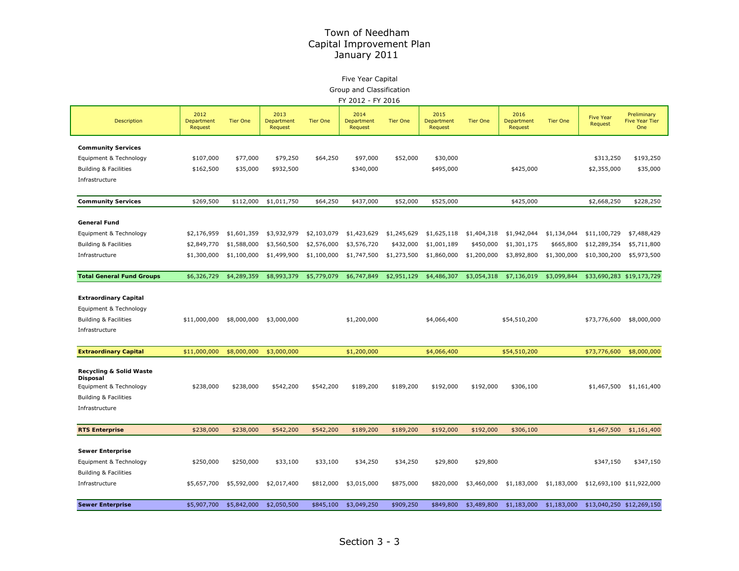# Town of Needham
# Capital Improvement Plan
# January 2011

Five Year Capital

Group and Classification

FY 2012 - FY 2016

| Description | 2012 Department Request | Tier One | 2013 Department Request | Tier One | 2014 Department Request | Tier One | 2015 Department Request | Tier One | 2016 Department Request | Tier One | Five Year Request | Preliminary Five Year Tier One |
|---|---|---|---|---|---|---|---|---|---|---|---|---|
| **Community Services** | | | | | | | | | | | | |
| Equipment & Technology | $107,000 | $77,000 | $79,250 | $64,250 | $97,000 | $52,000 | $30,000 | | | | $313,250 | $193,250 |
| Building & Facilities | $162,500 | $35,000 | $932,500 | | $340,000 | | $495,000 | | $425,000 | | $2,355,000 | $35,000 |
| Infrastructure | | | | | | | | | | | | |
| **Community Services** | $269,500 | $112,000 | $1,011,750 | $64,250 | $437,000 | $52,000 | $525,000 | | $425,000 | | $2,668,250 | $228,250 |
| **General Fund** | | | | | | | | | | | | |
| Equipment & Technology | $2,176,959 | $1,601,359 | $3,932,979 | $2,103,079 | $1,423,629 | $1,245,629 | $1,625,118 | $1,404,318 | $1,942,044 | $1,134,044 | $11,100,729 | $7,488,429 |
| Building & Facilities | $2,849,770 | $1,588,000 | $3,560,500 | $2,576,000 | $3,576,720 | $432,000 | $1,001,189 | $450,000 | $1,301,175 | $665,800 | $12,289,354 | $5,711,800 |
| Infrastructure | $1,300,000 | $1,100,000 | $1,499,900 | $1,100,000 | $1,747,500 | $1,273,500 | $1,860,000 | $1,200,000 | $3,892,800 | $1,300,000 | $10,300,200 | $5,973,500 |
| **Total General Fund Groups** | $6,326,729 | $4,289,359 | $8,993,379 | $5,779,079 | $6,747,849 | $2,951,129 | $4,486,307 | $3,054,318 | $7,136,019 | $3,099,844 | $33,690,283 | $19,173,729 |
| **Extraordinary Capital** | | | | | | | | | | | | |
| Equipment & Technology | | | | | | | | | | | | |
| Building & Facilities | $11,000,000 | $8,000,000 | $3,000,000 | | $1,200,000 | | $4,066,400 | | $54,510,200 | | $73,776,600 | $8,000,000 |
| Infrastructure | | | | | | | | | | | | |
| **Extraordinary Capital** | $11,000,000 | $8,000,000 | $3,000,000 | | $1,200,000 | | $4,066,400 | | $54,510,200 | | $73,776,600 | $8,000,000 |
| **Recycling & Solid Waste Disposal** | | | | | | | | | | | | |
| Equipment & Technology | $238,000 | $238,000 | $542,200 | $542,200 | $189,200 | $189,200 | $192,000 | $192,000 | $306,100 | | $1,467,500 | $1,161,400 |
| Building & Facilities | | | | | | | | | | | | |
| Infrastructure | | | | | | | | | | | | |
| **RTS Enterprise** | $238,000 | $238,000 | $542,200 | $542,200 | $189,200 | $189,200 | $192,000 | $192,000 | $306,100 | | $1,467,500 | $1,161,400 |
| **Sewer Enterprise** | | | | | | | | | | | | |
| Equipment & Technology | $250,000 | $250,000 | $33,100 | $33,100 | $34,250 | $34,250 | $29,800 | $29,800 | | | $347,150 | $347,150 |
| Building & Facilities | | | | | | | | | | | | |
| Infrastructure | $5,657,700 | $5,592,000 | $2,017,400 | $812,000 | $3,015,000 | $875,000 | $820,000 | $3,460,000 | $1,183,000 | $1,183,000 | $12,693,100 | $11,922,000 |
| **Sewer Enterprise** | $5,907,700 | $5,842,000 | $2,050,500 | $845,100 | $3,049,250 | $909,250 | $849,800 | $3,489,800 | $1,183,000 | $1,183,000 | $13,040,250 | $12,269,150 |

Section 3 - 3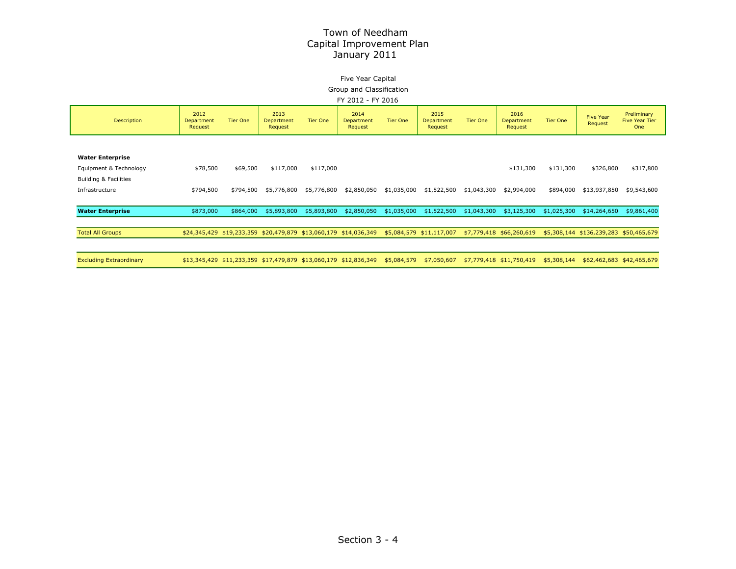# Town of Needham
## Capital Improvement Plan
### January 2011

Five Year Capital

Group and Classification

FY 2012 - FY 2016

| Description | 2012 Department Request | Tier One | 2013 Department Request | Tier One | 2014 Department Request | Tier One | 2015 Department Request | Tier One | 2016 Department Request | Tier One | Five Year Request | Preliminary Five Year Tier One |
|---|---|---|---|---|---|---|---|---|---|---|---|---|
| **Water Enterprise** | | | | | | | | | | | | |
| Equipment & Technology | $78,500 | $69,500 | $117,000 | $117,000 | | | | | $131,300 | $131,300 | $326,800 | $317,800 |
| Building & Facilities | | | | | | | | | | | | |
| Infrastructure | $794,500 | $794,500 | $5,776,800 | $5,776,800 | $2,850,050 | $1,035,000 | $1,522,500 | $1,043,300 | $2,994,000 | $894,000 | $13,937,850 | $9,543,600 |
| **Water Enterprise** | $873,000 | $864,000 | $5,893,800 | $5,893,800 | $2,850,050 | $1,035,000 | $1,522,500 | $1,043,300 | $3,125,300 | $1,025,300 | $14,264,650 | $9,861,400 |
| Total All Groups | $24,345,429 | $19,233,359 | $20,479,879 | $13,060,179 | $14,036,349 | $5,084,579 | $11,117,007 | $7,779,418 | $66,260,619 | $5,308,144 | $136,239,283 | $50,465,679 |
| Excluding Extraordinary | $13,345,429 | $11,233,359 | $17,479,879 | $13,060,179 | $12,836,349 | $5,084,579 | $7,050,607 | $7,779,418 | $11,750,419 | $5,308,144 | $62,462,683 | $42,465,679 |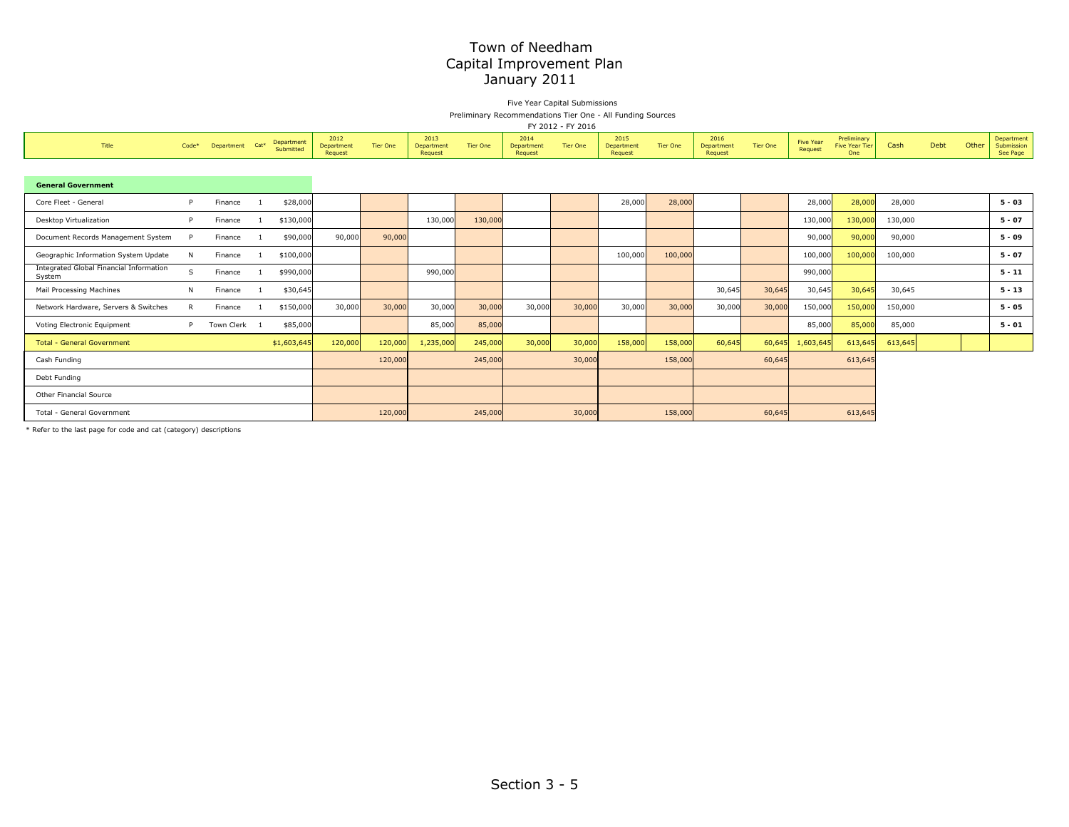# Town of Needham
## Capital Improvement Plan
## January 2011

Five Year Capital Submissions

Preliminary Recommendations Tier One - All Funding Sources

FY 2012 - FY 2016

| Title | Code* | Department | Cat* | Department Submitted | 2012 Department Request | Tier One | 2013 Department Request | Tier One | 2014 Department Request | Tier One | 2015 Department Request | Tier One | 2016 Department Request | Tier One | Five Year Request | Preliminary Five Year Tier One | Cash | Debt | Other | Department Submission See Page |
|---|---|---|---|---|---|---|---|---|---|---|---|---|---|---|---|---|---|---|---|---|
| **General Government** | | | | | | | | | | | | | | | | | | | | |
| Core Fleet - General | P | Finance | 1 | $28,000 | | | | | | | 28,000 | 28,000 | | | 28,000 | 28,000 | 28,000 | | | **5 - 03** |
| Desktop Virtualization | P | Finance | 1 | $130,000 | | | 130,000 | 130,000 | | | | | | | 130,000 | 130,000 | 130,000 | | | **5 - 07** |
| Document Records Management System | P | Finance | 1 | $90,000 | 90,000 | 90,000 | | | | | | | | | 90,000 | 90,000 | 90,000 | | | **5 - 09** |
| Geographic Information System Update | N | Finance | 1 | $100,000 | | | | | | | 100,000 | 100,000 | | | 100,000 | 100,000 | 100,000 | | | **5 - 07** |
| Integrated Global Financial Information System | S | Finance | 1 | $990,000 | | | 990,000 | | | | | | | | 990,000 | | | | | **5 - 11** |
| Mail Processing Machines | N | Finance | 1 | $30,645 | | | | | | | | | 30,645 | 30,645 | 30,645 | 30,645 | 30,645 | | | **5 - 13** |
| Network Hardware, Servers & Switches | R | Finance | 1 | $150,000 | 30,000 | 30,000 | 30,000 | 30,000 | 30,000 | 30,000 | 30,000 | 30,000 | 30,000 | 30,000 | 150,000 | 150,000 | 150,000 | | | **5 - 05** |
| Voting Electronic Equipment | P | Town Clerk | 1 | $85,000 | | | 85,000 | 85,000 | | | | | | | 85,000 | 85,000 | 85,000 | | | **5 - 01** |
| Total - General Government | | | | $1,603,645 | 120,000 | 120,000 | 1,235,000 | 245,000 | 30,000 | 30,000 | 158,000 | 158,000 | 60,645 | 60,645 | 1,603,645 | 613,645 | 613,645 | | | |
| Cash Funding | | | | | | 120,000 | | 245,000 | | 30,000 | | 158,000 | | 60,645 | | 613,645 | | | | |
| Debt Funding | | | | | | | | | | | | | | | | | | | | |
| Other Financial Source | | | | | | | | | | | | | | | | | | | | |
| Total - General Government | | | | | | 120,000 | | 245,000 | | 30,000 | | 158,000 | | 60,645 | | 613,645 | | | | |

* Refer to the last page for code and cat (category) descriptions

Section 3 - 5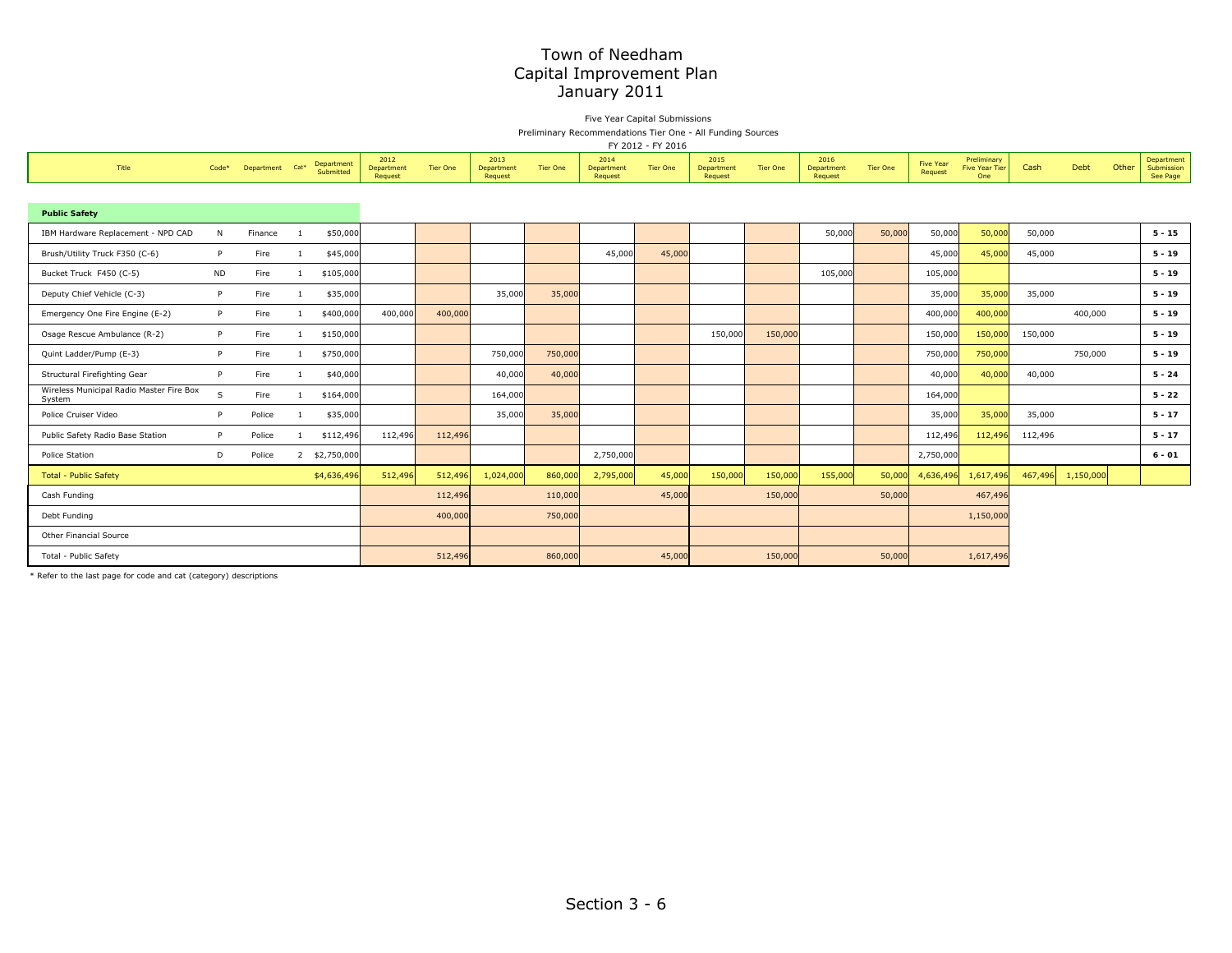# Town of Needham
## Capital Improvement Plan
## January 2011

Five Year Capital Submissions

Preliminary Recommendations Tier One - All Funding Sources

FY 2012 - FY 2016

| Title | Code* | Department | Cat* | Department Submitted | 2012 Department Request | Tier One | 2013 Department Request | Tier One | 2014 Department Request | Tier One | 2015 Department Request | Tier One | 2016 Department Request | Tier One | Five Year Request | Preliminary Five Year Tier One | Cash | Debt | Other | Department Submission See Page |
|---|---|---|---|---|---|---|---|---|---|---|---|---|---|---|---|---|---|---|---|---|
| **Public Safety** | | | | | | | | | | | | | | | | | | | | |
| IBM Hardware Replacement - NPD CAD | N | Finance | 1 | $50,000 | | | | | | | | | 50,000 | 50,000 | 50,000 | 50,000 | 50,000 | | | **5 - 15** |
| Brush/Utility Truck F350 (C-6) | P | Fire | 1 | $45,000 | | | | | 45,000 | 45,000 | | | | | 45,000 | 45,000 | 45,000 | | | **5 - 19** |
| Bucket Truck F450 (C-5) | ND | Fire | 1 | $105,000 | | | | | | | | | 105,000 | | 105,000 | | | | | **5 - 19** |
| Deputy Chief Vehicle (C-3) | P | Fire | 1 | $35,000 | | | 35,000 | 35,000 | | | | | | | 35,000 | 35,000 | 35,000 | | | **5 - 19** |
| Emergency One Fire Engine (E-2) | P | Fire | 1 | $400,000 | 400,000 | 400,000 | | | | | | | | | 400,000 | 400,000 | | 400,000 | | **5 - 19** |
| Osage Rescue Ambulance (R-2) | P | Fire | 1 | $150,000 | | | | | | | 150,000 | 150,000 | | | 150,000 | 150,000 | 150,000 | | | **5 - 19** |
| Quint Ladder/Pump (E-3) | P | Fire | 1 | $750,000 | | | 750,000 | 750,000 | | | | | | | 750,000 | 750,000 | | 750,000 | | **5 - 19** |
| Structural Firefighting Gear | P | Fire | 1 | $40,000 | | | 40,000 | 40,000 | | | | | | | 40,000 | 40,000 | 40,000 | | | **5 - 24** |
| Wireless Municipal Radio Master Fire Box System | S | Fire | 1 | $164,000 | | | 164,000 | | | | | | | | 164,000 | | | | | **5 - 22** |
| Police Cruiser Video | P | Police | 1 | $35,000 | | | 35,000 | 35,000 | | | | | | | 35,000 | 35,000 | 35,000 | | | **5 - 17** |
| Public Safety Radio Base Station | P | Police | 1 | $112,496 | 112,496 | 112,496 | | | | | | | | | 112,496 | 112,496 | 112,496 | | | **5 - 17** |
| Police Station | D | Police | 2 | $2,750,000 | | | | | 2,750,000 | | | | | | 2,750,000 | | | | | **6 - 01** |
| Total - Public Safety | | | | $4,636,496 | 512,496 | 512,496 | 1,024,000 | 860,000 | 2,795,000 | 45,000 | 150,000 | 150,000 | 155,000 | 50,000 | 4,636,496 | 1,617,496 | 467,496 | 1,150,000 | | |
| Cash Funding | | | | | | 112,496 | | 110,000 | | 45,000 | | 150,000 | | 50,000 | | 467,496 | | | | |
| Debt Funding | | | | | | 400,000 | | 750,000 | | | | | | | | 1,150,000 | | | | |
| Other Financial Source | | | | | | | | | | | | | | | | | | | | |
| Total - Public Safety | | | | | | 512,496 | | 860,000 | | 45,000 | | 150,000 | | 50,000 | | 1,617,496 | | | | |

\* Refer to the last page for code and cat (category) descriptions

Section 3 - 6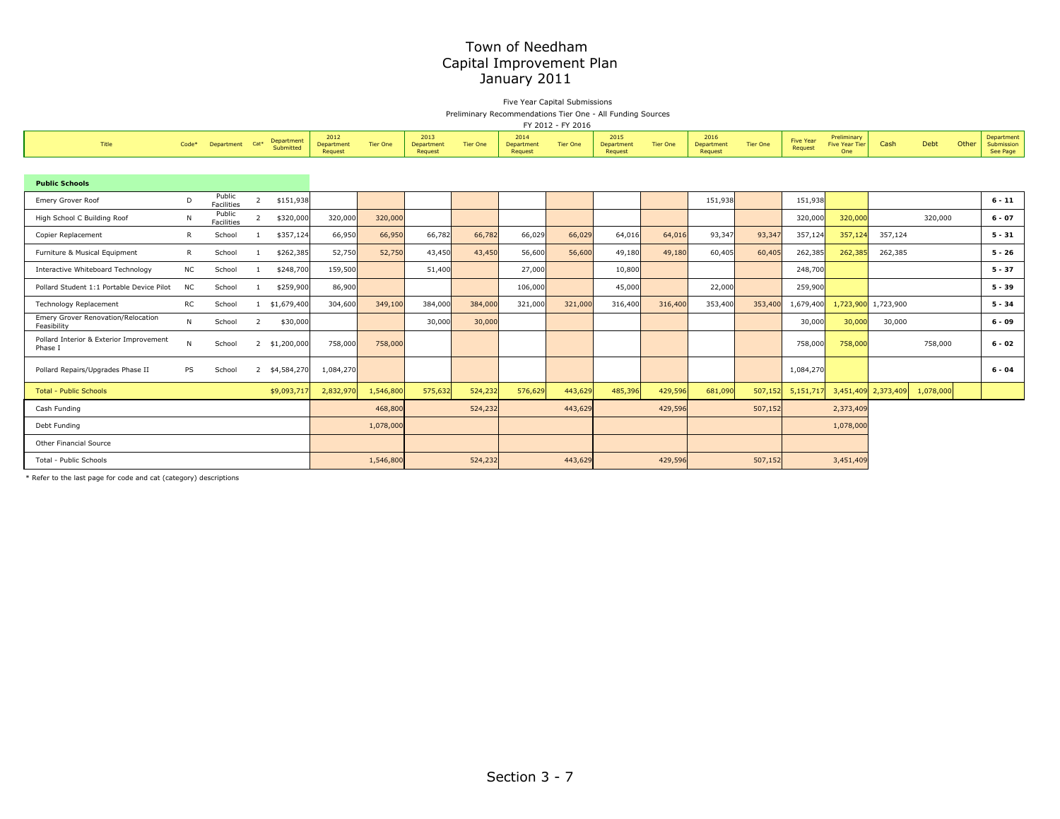# Town of Needham
## Capital Improvement Plan
## January 2011

Five Year Capital Submissions

Preliminary Recommendations Tier One - All Funding Sources

FY 2012 - FY 2016

| Title | Code* | Department | Cat* | Department Submitted | 2012 Department Request | Tier One | 2013 Department Request | Tier One | 2014 Department Request | Tier One | 2015 Department Request | Tier One | 2016 Department Request | Tier One | Five Year Request | Preliminary Five Year Tier One | Cash | Debt | Other | Department Submission See Page |
|---|---|---|---|---|---|---|---|---|---|---|---|---|---|---|---|---|---|---|---|---|
| **Public Schools** | | | | | | | | | | | | | | | | | | | | |
| Emery Grover Roof | D | Public Facilities | 2 | $151,938 | | | | | | | | | 151,938 | | 151,938 | | | | | **6 - 11** |
| High School C Building Roof | N | Public Facilities | 2 | $320,000 | 320,000 | 320,000 | | | | | | | | | 320,000 | 320,000 | | 320,000 | | **6 - 07** |
| Copier Replacement | R | School | 1 | $357,124 | 66,950 | 66,950 | 66,782 | 66,782 | 66,029 | 66,029 | 64,016 | 64,016 | 93,347 | 93,347 | 357,124 | 357,124 | 357,124 | | | **5 - 31** |
| Furniture & Musical Equipment | R | School | 1 | $262,385 | 52,750 | 52,750 | 43,450 | 43,450 | 56,600 | 56,600 | 49,180 | 49,180 | 60,405 | 60,405 | 262,385 | 262,385 | 262,385 | | | **5 - 26** |
| Interactive Whiteboard Technology | NC | School | 1 | $248,700 | 159,500 | | 51,400 | | 27,000 | | 10,800 | | | | 248,700 | | | | | **5 - 37** |
| Pollard Student 1:1 Portable Device Pilot | NC | School | 1 | $259,900 | 86,900 | | | | 106,000 | | 45,000 | | 22,000 | | 259,900 | | | | | **5 - 39** |
| Technology Replacement | RC | School | 1 | $1,679,400 | 304,600 | 349,100 | 384,000 | 384,000 | 321,000 | 321,000 | 316,400 | 316,400 | 353,400 | 353,400 | 1,679,400 | 1,723,900 | 1,723,900 | | | **5 - 34** |
| Emery Grover Renovation/Relocation Feasibility | N | School | 2 | $30,000 | | | 30,000 | 30,000 | | | | | | | 30,000 | 30,000 | 30,000 | | | **6 - 09** |
| Pollard Interior & Exterior Improvement Phase I | N | School | 2 | $1,200,000 | 758,000 | 758,000 | | | | | | | | | 758,000 | 758,000 | | 758,000 | | **6 - 02** |
| Pollard Repairs/Upgrades Phase II | PS | School | 2 | $4,584,270 | 1,084,270 | | | | | | | | | | 1,084,270 | | | | | **6 - 04** |
| Total - Public Schools | | | | $9,093,717 | 2,832,970 | 1,546,800 | 575,632 | 524,232 | 576,629 | 443,629 | 485,396 | 429,596 | 681,090 | 507,152 | 5,151,717 | 3,451,409 | 2,373,409 | 1,078,000 | | |
| Cash Funding | | | | | | 468,800 | | 524,232 | | 443,629 | | 429,596 | | 507,152 | | 2,373,409 | | | | |
| Debt Funding | | | | | | 1,078,000 | | | | | | | | | | 1,078,000 | | | | |
| Other Financial Source | | | | | | | | | | | | | | | | | | | | |
| Total - Public Schools | | | | | | 1,546,800 | | 524,232 | | 443,629 | | 429,596 | | 507,152 | | 3,451,409 | | | | |

* Refer to the last page for code and cat (category) descriptions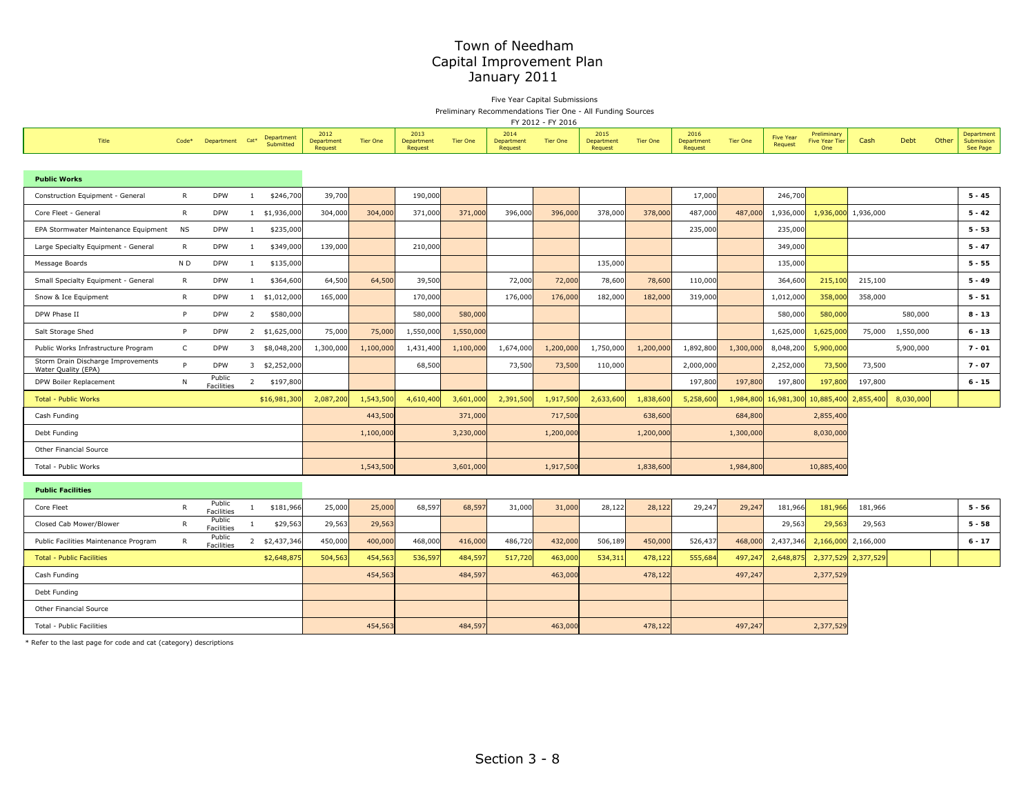# Town of Needham
## Capital Improvement Plan
## January 2011

Five Year Capital Submissions

Preliminary Recommendations Tier One - All Funding Sources

FY 2012 - FY 2016

| Title | Code* | Department | Cat* | Department Submitted | 2012 Department Request | Tier One | 2013 Department Request | Tier One | 2014 Department Request | Tier One | 2015 Department Request | Tier One | 2016 Department Request | Tier One | Five Year Request | Preliminary Five Year Tier One | Cash | Debt | Other | Department Submission See Page |
|---|---|---|---|---|---|---|---|---|---|---|---|---|---|---|---|---|---|---|---|---|
| **Public Works** | | | | | | | | | | | | | | | | | | | | |
| Construction Equipment - General | R | DPW | 1 | $246,700 | 39,700 | | 190,000 | | | | | | 17,000 | | 246,700 | | | | | **5 - 45** |
| Core Fleet - General | R | DPW | 1 | $1,936,000 | 304,000 | 304,000 | 371,000 | 371,000 | 396,000 | 396,000 | 378,000 | 378,000 | 487,000 | 487,000 | 1,936,000 | 1,936,000 | 1,936,000 | | | **5 - 42** |
| EPA Stormwater Maintenance Equipment | NS | DPW | 1 | $235,000 | | | | | | | | | 235,000 | | 235,000 | | | | | **5 - 53** |
| Large Specialty Equipment - General | R | DPW | 1 | $349,000 | 139,000 | | 210,000 | | | | | | | | 349,000 | | | | | **5 - 47** |
| Message Boards | N D | DPW | 1 | $135,000 | | | | | | | 135,000 | | | | 135,000 | | | | | **5 - 55** |
| Small Specialty Equipment - General | R | DPW | 1 | $364,600 | 64,500 | 64,500 | 39,500 | | 72,000 | 72,000 | 78,600 | 78,600 | 110,000 | | 364,600 | 215,100 | 215,100 | | | **5 - 49** |
| Snow & Ice Equipment | R | DPW | 1 | $1,012,000 | 165,000 | | 170,000 | | 176,000 | 176,000 | 182,000 | 182,000 | 319,000 | | 1,012,000 | 358,000 | 358,000 | | | **5 - 51** |
| DPW Phase II | P | DPW | 2 | $580,000 | | | 580,000 | 580,000 | | | | | | | 580,000 | 580,000 | | 580,000 | | **8 - 13** |
| Salt Storage Shed | P | DPW | 2 | $1,625,000 | 75,000 | 75,000 | 1,550,000 | 1,550,000 | | | | | | | 1,625,000 | 1,625,000 | 75,000 | 1,550,000 | | **6 - 13** |
| Public Works Infrastructure Program | C | DPW | 3 | $8,048,200 | 1,300,000 | 1,100,000 | 1,431,400 | 1,100,000 | 1,674,000 | 1,200,000 | 1,750,000 | 1,200,000 | 1,892,800 | 1,300,000 | 8,048,200 | 5,900,000 | | 5,900,000 | | **7 - 01** |
| Storm Drain Discharge Improvements Water Quality (EPA) | P | DPW | 3 | $2,252,000 | | | 68,500 | | 73,500 | 73,500 | 110,000 | | 2,000,000 | | 2,252,000 | 73,500 | 73,500 | | | **7 - 07** |
| DPW Boiler Replacement | N | Public Facilities | 2 | $197,800 | | | | | | | | | 197,800 | 197,800 | 197,800 | 197,800 | 197,800 | | | **6 - 15** |
| Total - Public Works | | | | $16,981,300 | 2,087,200 | 1,543,500 | 4,610,400 | 3,601,000 | 2,391,500 | 1,917,500 | 2,633,600 | 1,838,600 | 5,258,600 | 1,984,800 | 16,981,300 | 10,885,400 | 2,855,400 | 8,030,000 | | |
| Cash Funding | | | | | | 443,500 | | 371,000 | | 717,500 | | 638,600 | | 684,800 | | 2,855,400 | | | | |
| Debt Funding | | | | | | 1,100,000 | | 3,230,000 | | 1,200,000 | | 1,200,000 | | 1,300,000 | | 8,030,000 | | | | |
| Other Financial Source | | | | | | | | | | | | | | | | | | | | |
| Total - Public Works | | | | | | 1,543,500 | | 3,601,000 | | 1,917,500 | | 1,838,600 | | 1,984,800 | | 10,885,400 | | | | |
| **Public Facilities** | | | | | | | | | | | | | | | | | | | | |
| Core Fleet | R | Public Facilities | 1 | $181,966 | 25,000 | 25,000 | 68,597 | 68,597 | 31,000 | 31,000 | 28,122 | 28,122 | 29,247 | 29,247 | 181,966 | 181,966 | 181,966 | | | **5 - 56** |
| Closed Cab Mower/Blower | R | Public Facilities | 1 | $29,563 | 29,563 | 29,563 | | | | | | | | | 29,563 | 29,563 | 29,563 | | | **5 - 58** |
| Public Facilities Maintenance Program | R | Public Facilities | 2 | $2,437,346 | 450,000 | 400,000 | 468,000 | 416,000 | 486,720 | 432,000 | 506,189 | 450,000 | 526,437 | 468,000 | 2,437,346 | 2,166,000 | 2,166,000 | | | **6 - 17** |
| Total - Public Facilities | | | | $2,648,875 | 504,563 | 454,563 | 536,597 | 484,597 | 517,720 | 463,000 | 534,311 | 478,122 | 555,684 | 497,247 | 2,648,875 | 2,377,529 | 2,377,529 | | | |
| Cash Funding | | | | | | 454,563 | | 484,597 | | 463,000 | | 478,122 | | 497,247 | | 2,377,529 | | | | |
| Debt Funding | | | | | | | | | | | | | | | | | | | | |
| Other Financial Source | | | | | | | | | | | | | | | | | | | | |
| Total - Public Facilities | | | | | | 454,563 | | 484,597 | | 463,000 | | 478,122 | | 497,247 | | 2,377,529 | | | | |

\* Refer to the last page for code and cat (category) descriptions

Section 3 - 8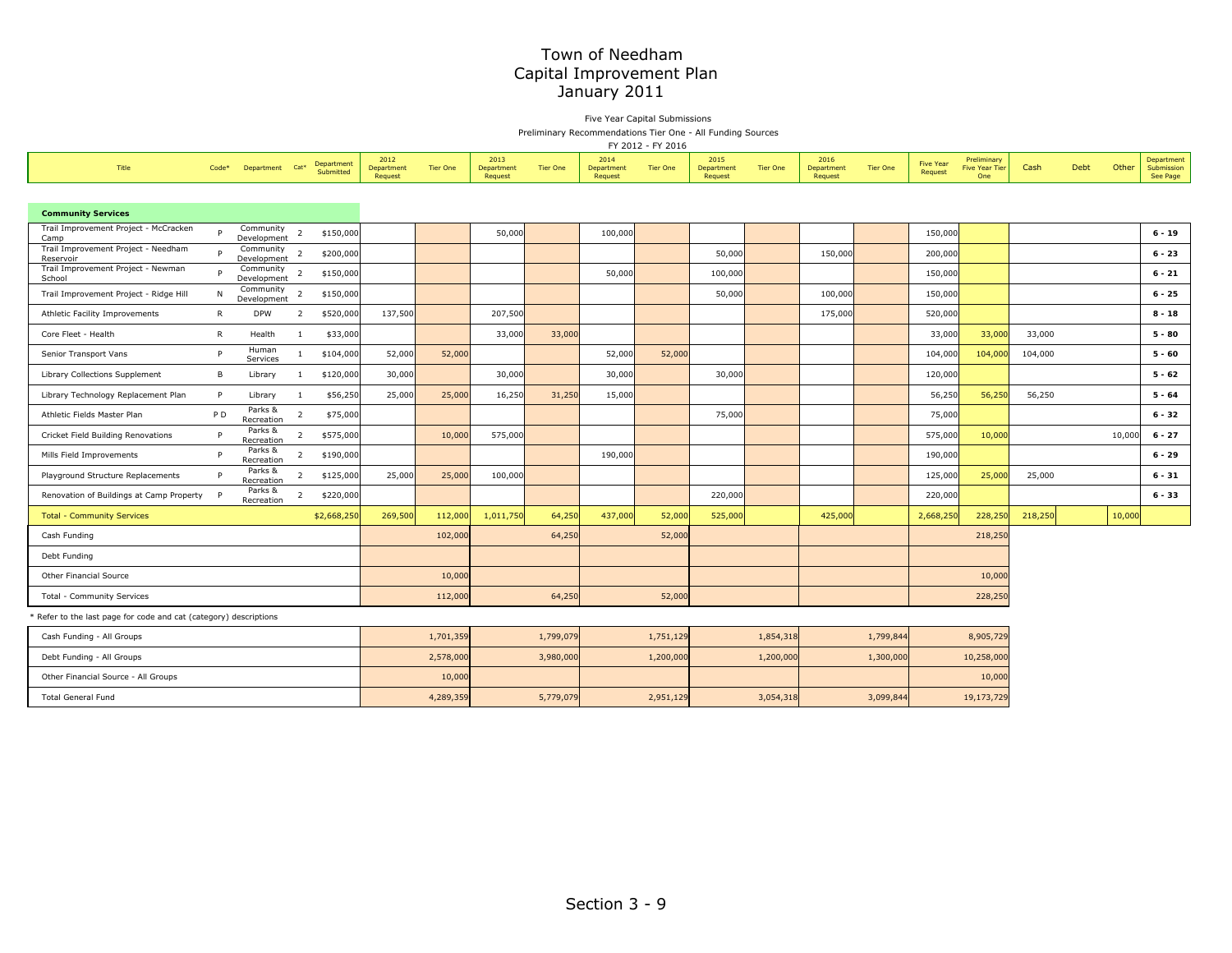# Town of Needham
## Capital Improvement Plan
## January 2011

Five Year Capital Submissions

Preliminary Recommendations Tier One - All Funding Sources

FY 2012 - FY 2016

| Title | Code* | Department | Cat* | Department Submitted | 2012 Department Request | Tier One | 2013 Department Request | Tier One | 2014 Department Request | Tier One | 2015 Department Request | Tier One | 2016 Department Request | Tier One | Five Year Request | Preliminary Five Year Tier One | Cash | Debt | Other | Department Submission See Page |
|---|---|---|---|---|---|---|---|---|---|---|---|---|---|---|---|---|---|---|---|---|
| **Community Services** | | | | | | | | | | | | | | | | | | | | |
| Trail Improvement Project - McCracken Camp | P | Community Development | 2 | $150,000 | | | 50,000 | | 100,000 | | | | | | 150,000 | | | | | **6 - 19** |
| Trail Improvement Project - Needham Reservoir | P | Community Development | 2 | $200,000 | | | | | | | 50,000 | | 150,000 | | 200,000 | | | | | **6 - 23** |
| Trail Improvement Project - Newman School | P | Community Development | 2 | $150,000 | | | | | 50,000 | | 100,000 | | | | 150,000 | | | | | **6 - 21** |
| Trail Improvement Project - Ridge Hill | N | Community Development | 2 | $150,000 | | | | | | | 50,000 | | 100,000 | | 150,000 | | | | | **6 - 25** |
| Athletic Facility Improvements | R | DPW | 2 | $520,000 | 137,500 | | 207,500 | | | | | | 175,000 | | 520,000 | | | | | **8 - 18** |
| Core Fleet - Health | R | Health | 1 | $33,000 | | | 33,000 | 33,000 | | | | | | | 33,000 | 33,000 | 33,000 | | | **5 - 80** |
| Senior Transport Vans | P | Human Services | 1 | $104,000 | 52,000 | 52,000 | | | 52,000 | 52,000 | | | | | 104,000 | 104,000 | 104,000 | | | **5 - 60** |
| Library Collections Supplement | B | Library | 1 | $120,000 | 30,000 | | 30,000 | | 30,000 | | 30,000 | | | | 120,000 | | | | | **5 - 62** |
| Library Technology Replacement Plan | P | Library | 1 | $56,250 | 25,000 | 25,000 | 16,250 | 31,250 | 15,000 | | | | | | 56,250 | 56,250 | 56,250 | | | **5 - 64** |
| Athletic Fields Master Plan | P D | Parks & Recreation | 2 | $75,000 | | | | | | | 75,000 | | | | 75,000 | | | | | **6 - 32** |
| Cricket Field Building Renovations | P | Parks & Recreation | 2 | $575,000 | | 10,000 | 575,000 | | | | | | | | 575,000 | 10,000 | | | 10,000 | **6 - 27** |
| Mills Field Improvements | P | Parks & Recreation | 2 | $190,000 | | | | | 190,000 | | | | | | 190,000 | | | | | **6 - 29** |
| Playground Structure Replacements | P | Parks & Recreation | 2 | $125,000 | 25,000 | 25,000 | 100,000 | | | | | | | | 125,000 | 25,000 | 25,000 | | | **6 - 31** |
| Renovation of Buildings at Camp Property | P | Parks & Recreation | 2 | $220,000 | | | | | | | 220,000 | | | | 220,000 | | | | | **6 - 33** |
| Total - Community Services | | | | $2,668,250 | 269,500 | 112,000 | 1,011,750 | 64,250 | 437,000 | 52,000 | 525,000 | | 425,000 | | 2,668,250 | 228,250 | 218,250 | | 10,000 | |
| Cash Funding | | | | | | 102,000 | | 64,250 | | 52,000 | | | | | | 218,250 | | | | |
| Debt Funding | | | | | | | | | | | | | | | | | | | | |
| Other Financial Source | | | | | | 10,000 | | | | | | | | | | 10,000 | | | | |
| Total - Community Services | | | | | | 112,000 | | 64,250 | | 52,000 | | | | | | 228,250 | | | | |

\* Refer to the last page for code and cat (category) descriptions

| | 2012 Tier One | 2013 Tier One | 2014 Tier One | 2015 Tier One | 2016 Tier One | Preliminary Five Year Tier One |
|---|---|---|---|---|---|---|
| Cash Funding - All Groups | 1,701,359 | 1,799,079 | 1,751,129 | 1,854,318 | 1,799,844 | 8,905,729 |
| Debt Funding - All Groups | 2,578,000 | 3,980,000 | 1,200,000 | 1,200,000 | 1,300,000 | 10,258,000 |
| Other Financial Source - All Groups | 10,000 | | | | | 10,000 |
| Total General Fund | 4,289,359 | 5,779,079 | 2,951,129 | 3,054,318 | 3,099,844 | 19,173,729 |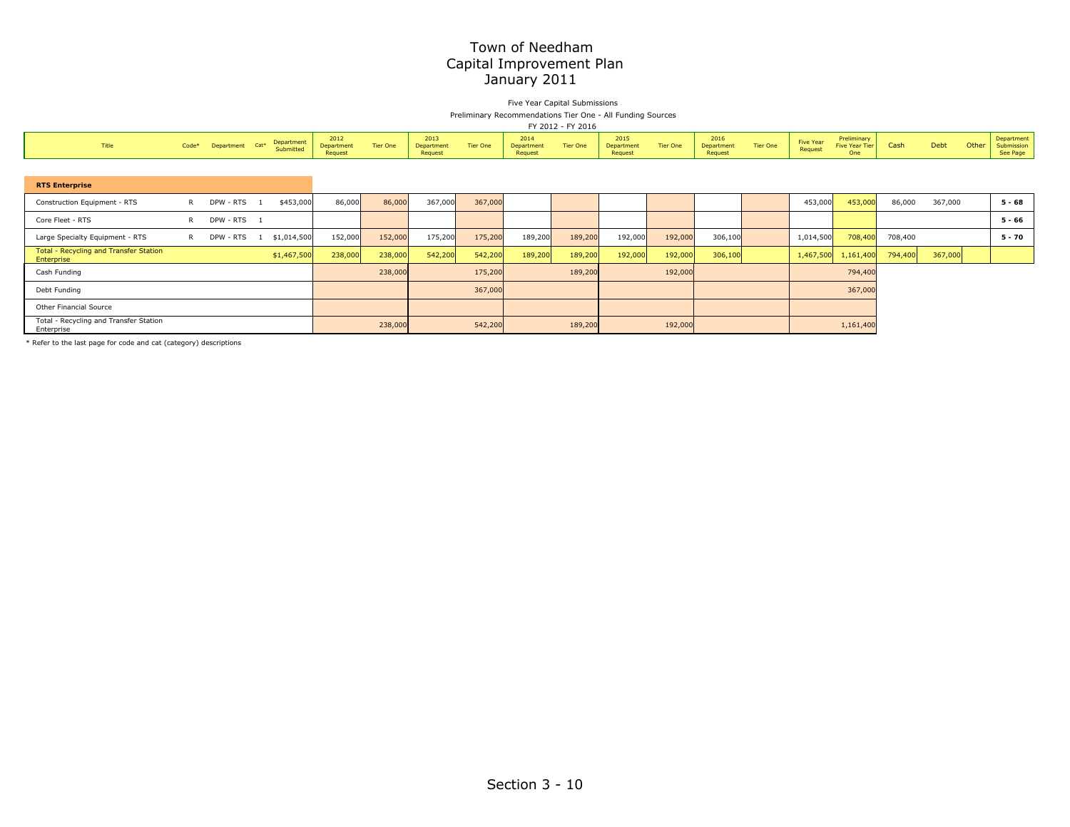# Town of Needham
## Capital Improvement Plan
## January 2011

Five Year Capital Submissions

Preliminary Recommendations Tier One - All Funding Sources

FY 2012 - FY 2016

| Title | Code* | Department | Cat* | Department Submitted | 2012 Department Request | Tier One | 2013 Department Request | Tier One | 2014 Department Request | Tier One | 2015 Department Request | Tier One | 2016 Department Request | Tier One | Five Year Request | Preliminary Five Year Tier One | Cash | Debt | Other | Department Submission See Page |
|---|---|---|---|---|---|---|---|---|---|---|---|---|---|---|---|---|---|---|---|---|
| **RTS Enterprise** | | | | | | | | | | | | | | | | | | | | |
| Construction Equipment - RTS | R | DPW - RTS | 1 | $453,000 | 86,000 | 86,000 | 367,000 | 367,000 | | | | | | | 453,000 | 453,000 | 86,000 | 367,000 | | **5 - 68** |
| Core Fleet - RTS | R | DPW - RTS | 1 | | | | | | | | | | | | | | | | | **5 - 66** |
| Large Specialty Equipment - RTS | R | DPW - RTS | 1 | $1,014,500 | 152,000 | 152,000 | 175,200 | 175,200 | 189,200 | 189,200 | 192,000 | 192,000 | 306,100 | | 1,014,500 | 708,400 | 708,400 | | | **5 - 70** |
| Total - Recycling and Transfer Station Enterprise | | | | $1,467,500 | 238,000 | 238,000 | 542,200 | 542,200 | 189,200 | 189,200 | 192,000 | 192,000 | 306,100 | | 1,467,500 | 1,161,400 | 794,400 | 367,000 | | |
| Cash Funding | | | | | | 238,000 | | 175,200 | | 189,200 | | 192,000 | | | | 794,400 | | | | |
| Debt Funding | | | | | | | | 367,000 | | | | | | | | 367,000 | | | | |
| Other Financial Source | | | | | | | | | | | | | | | | | | | | |
| Total - Recycling and Transfer Station Enterprise | | | | | | 238,000 | | 542,200 | | 189,200 | | 192,000 | | | | 1,161,400 | | | | |

* Refer to the last page for code and cat (category) descriptions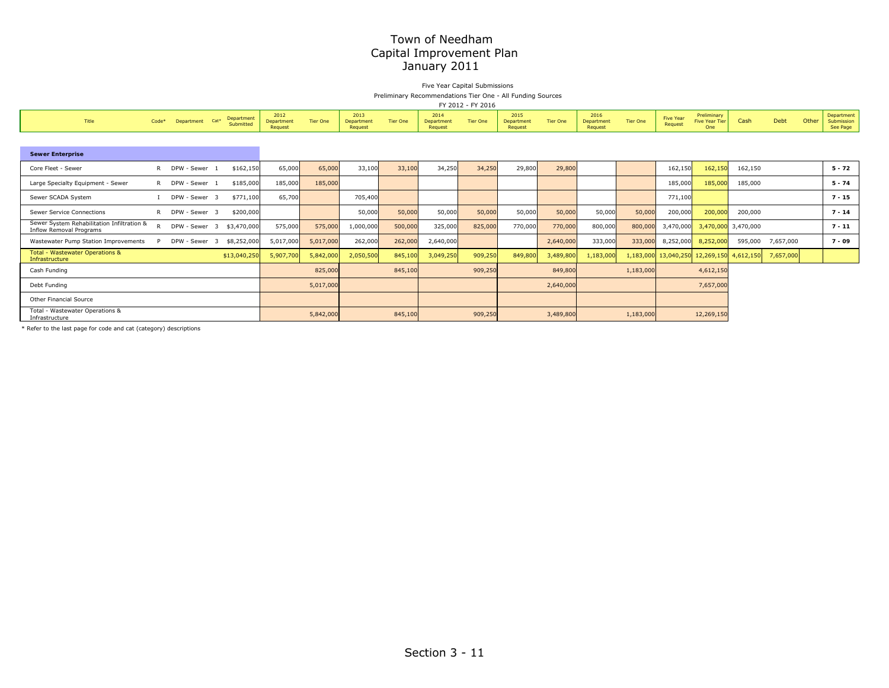# Town of Needham
# Capital Improvement Plan
# January 2011

Five Year Capital Submissions

Preliminary Recommendations Tier One - All Funding Sources

FY 2012 - FY 2016

| Title | Code* | Department | Cat* | Department Submitted | 2012 Department Request | Tier One | 2013 Department Request | Tier One | 2014 Department Request | Tier One | 2015 Department Request | Tier One | 2016 Department Request | Tier One | Five Year Request | Preliminary Five Year Tier One | Cash | Debt | Other | Department Submission See Page |
|---|---|---|---|---|---|---|---|---|---|---|---|---|---|---|---|---|---|---|---|---|
| **Sewer Enterprise** | | | | | | | | | | | | | | | | | | | | |
| Core Fleet - Sewer | R | DPW - Sewer | 1 | $162,150 | 65,000 | 65,000 | 33,100 | 33,100 | 34,250 | 34,250 | 29,800 | 29,800 | | | 162,150 | 162,150 | 162,150 | | | **5 - 72** |
| Large Specialty Equipment - Sewer | R | DPW - Sewer | 1 | $185,000 | 185,000 | 185,000 | | | | | | | | | 185,000 | 185,000 | 185,000 | | | **5 - 74** |
| Sewer SCADA System | I | DPW - Sewer | 3 | $771,100 | 65,700 | | 705,400 | | | | | | | | 771,100 | | | | | **7 - 15** |
| Sewer Service Connections | R | DPW - Sewer | 3 | $200,000 | | | 50,000 | 50,000 | 50,000 | 50,000 | 50,000 | 50,000 | 50,000 | 50,000 | 200,000 | 200,000 | 200,000 | | | **7 - 14** |
| Sewer System Rehabilitation Infiltration & Inflow Removal Programs | R | DPW - Sewer | 3 | $3,470,000 | 575,000 | 575,000 | 1,000,000 | 500,000 | 325,000 | 825,000 | 770,000 | 770,000 | 800,000 | 800,000 | 3,470,000 | 3,470,000 | 3,470,000 | | | **7 - 11** |
| Wastewater Pump Station Improvements | P | DPW - Sewer | 3 | $8,252,000 | 5,017,000 | 5,017,000 | 262,000 | 262,000 | 2,640,000 | | | 2,640,000 | 333,000 | 333,000 | 8,252,000 | 8,252,000 | 595,000 | 7,657,000 | | **7 - 09** |
| Total - Wastewater Operations & Infrastructure | | | | $13,040,250 | 5,907,700 | 5,842,000 | 2,050,500 | 845,100 | 3,049,250 | 909,250 | 849,800 | 3,489,800 | 1,183,000 | 1,183,000 | 13,040,250 | 12,269,150 | 4,612,150 | 7,657,000 | | |
| Cash Funding | | | | | | 825,000 | | 845,100 | | 909,250 | | 849,800 | | 1,183,000 | | 4,612,150 | | | | |
| Debt Funding | | | | | | 5,017,000 | | | | | | 2,640,000 | | | | 7,657,000 | | | | |
| Other Financial Source | | | | | | | | | | | | | | | | | | | | |
| Total - Wastewater Operations & Infrastructure | | | | | | 5,842,000 | | 845,100 | | 909,250 | | 3,489,800 | | 1,183,000 | | 12,269,150 | | | | |

* Refer to the last page for code and cat (category) descriptions

Section 3 - 11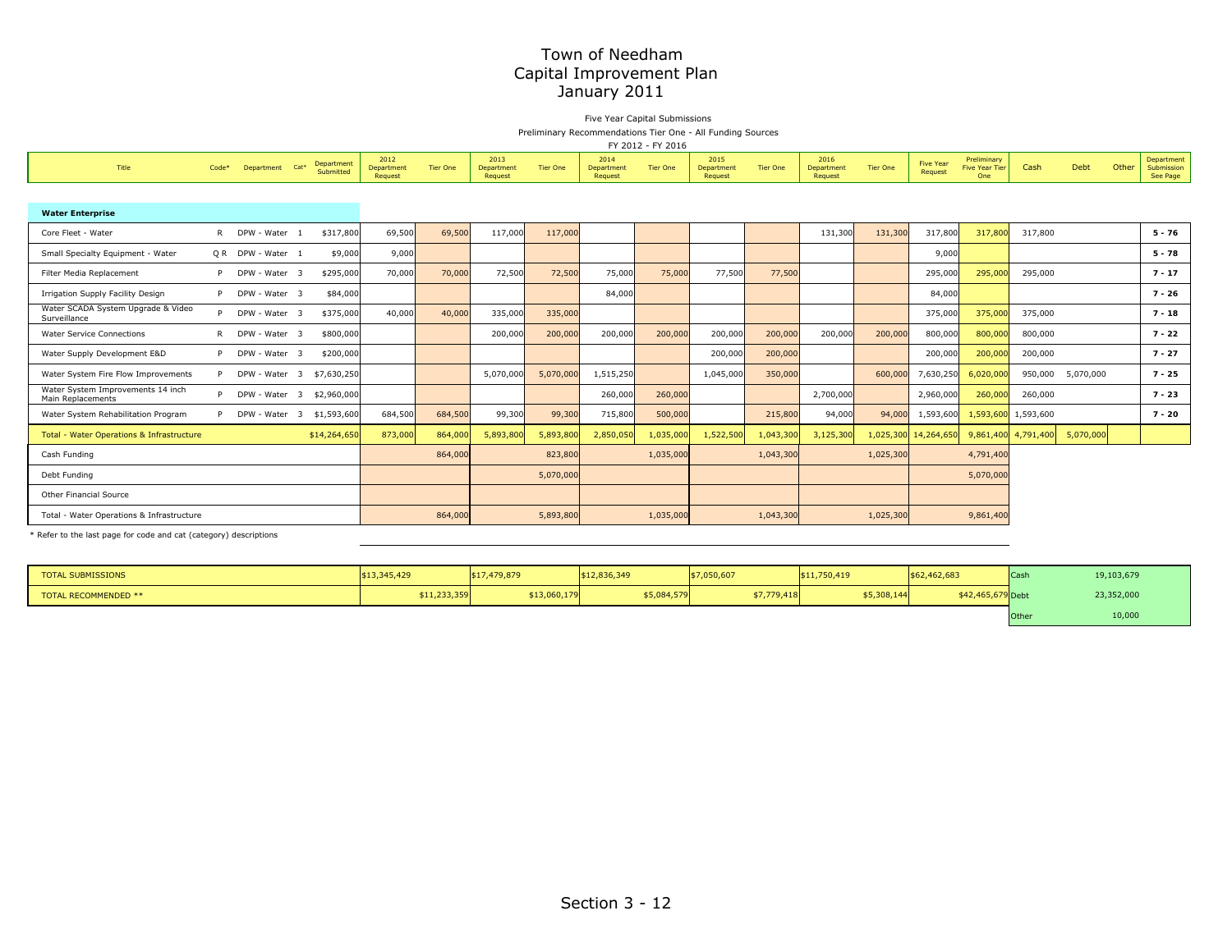# Town of Needham
# Capital Improvement Plan
# January 2011

Five Year Capital Submissions

Preliminary Recommendations Tier One - All Funding Sources

FY 2012 - FY 2016

| Title | Code* | Department | Cat* | Department Submitted | 2012 Department Request | Tier One | 2013 Department Request | Tier One | 2014 Department Request | Tier One | 2015 Department Request | Tier One | 2016 Department Request | Tier One | Five Year Request | Preliminary Five Year Tier One | Cash | Debt | Other | Department Submission See Page |
|---|---|---|---|---|---|---|---|---|---|---|---|---|---|---|---|---|---|---|---|---|
| **Water Enterprise** | | | | | | | | | | | | | | | | | | | | |
| Core Fleet - Water | R | DPW - Water | 1 | $317,800 | 69,500 | 69,500 | 117,000 | 117,000 | | | | | 131,300 | 131,300 | 317,800 | 317,800 | 317,800 | | | 5 - 76 |
| Small Specialty Equipment - Water | Q R | DPW - Water | 1 | $9,000 | 9,000 | | | | | | | | | | 9,000 | | | | | 5 - 78 |
| Filter Media Replacement | P | DPW - Water | 3 | $295,000 | 70,000 | 70,000 | 72,500 | 72,500 | 75,000 | 75,000 | 77,500 | 77,500 | | | 295,000 | 295,000 | 295,000 | | | 7 - 17 |
| Irrigation Supply Facility Design | P | DPW - Water | 3 | $84,000 | | | | | 84,000 | | | | | | 84,000 | | | | | 7 - 26 |
| Water SCADA System Upgrade & Video Surveillance | P | DPW - Water | 3 | $375,000 | 40,000 | 40,000 | 335,000 | 335,000 | | | | | | | 375,000 | 375,000 | 375,000 | | | 7 - 18 |
| Water Service Connections | R | DPW - Water | 3 | $800,000 | | | 200,000 | 200,000 | 200,000 | 200,000 | 200,000 | 200,000 | 200,000 | 200,000 | 800,000 | 800,000 | 800,000 | | | 7 - 22 |
| Water Supply Development E&D | P | DPW - Water | 3 | $200,000 | | | | | | | 200,000 | 200,000 | | | 200,000 | 200,000 | 200,000 | | | 7 - 27 |
| Water System Fire Flow Improvements | P | DPW - Water | 3 | $7,630,250 | | | 5,070,000 | 5,070,000 | 1,515,250 | | 1,045,000 | 350,000 | | 600,000 | 7,630,250 | 6,020,000 | 950,000 | 5,070,000 | | 7 - 25 |
| Water System Improvements 14 inch Main Replacements | P | DPW - Water | 3 | $2,960,000 | | | | | 260,000 | 260,000 | | | 2,700,000 | | 2,960,000 | 260,000 | 260,000 | | | 7 - 23 |
| Water System Rehabilitation Program | P | DPW - Water | 3 | $1,593,600 | 684,500 | 684,500 | 99,300 | 99,300 | 715,800 | 500,000 | | 215,800 | 94,000 | 94,000 | 1,593,600 | 1,593,600 | 1,593,600 | | | 7 - 20 |
| Total - Water Operations & Infrastructure | | | | $14,264,650 | 873,000 | 864,000 | 5,893,800 | 5,893,800 | 2,850,050 | 1,035,000 | 1,522,500 | 1,043,300 | 3,125,300 | 1,025,300 | 14,264,650 | 9,861,400 | 4,791,400 | 5,070,000 | | |
| Cash Funding | | | | | | 864,000 | | 823,800 | | 1,035,000 | | 1,043,300 | | 1,025,300 | | 4,791,400 | | | | |
| Debt Funding | | | | | | | | 5,070,000 | | | | | | | | 5,070,000 | | | | |
| Other Financial Source | | | | | | | | | | | | | | | | | | | | |
| Total - Water Operations & Infrastructure | | | | | | 864,000 | | 5,893,800 | | 1,035,000 | | 1,043,300 | | 1,025,300 | | 9,861,400 | | | | |

\* Refer to the last page for code and cat (category) descriptions

| | 2012 | | 2013 | | 2014 | | 2015 | | 2016 | | Five Year | | | |
|---|---|---|---|---|---|---|---|---|---|---|---|---|---|---|
| TOTAL SUBMISSIONS | $13,345,429 | | $17,479,879 | | $12,836,349 | | $7,050,607 | | $11,750,419 | | $62,462,683 | | Cash | 19,103,679 |
| TOTAL RECOMMENDED ** | | $11,233,359 | | $13,060,179 | | $5,084,579 | | $7,779,418 | | $5,308,144 | | $42,465,679 | Debt | 23,352,000 |
| | | | | | | | | | | | | | Other | 10,000 |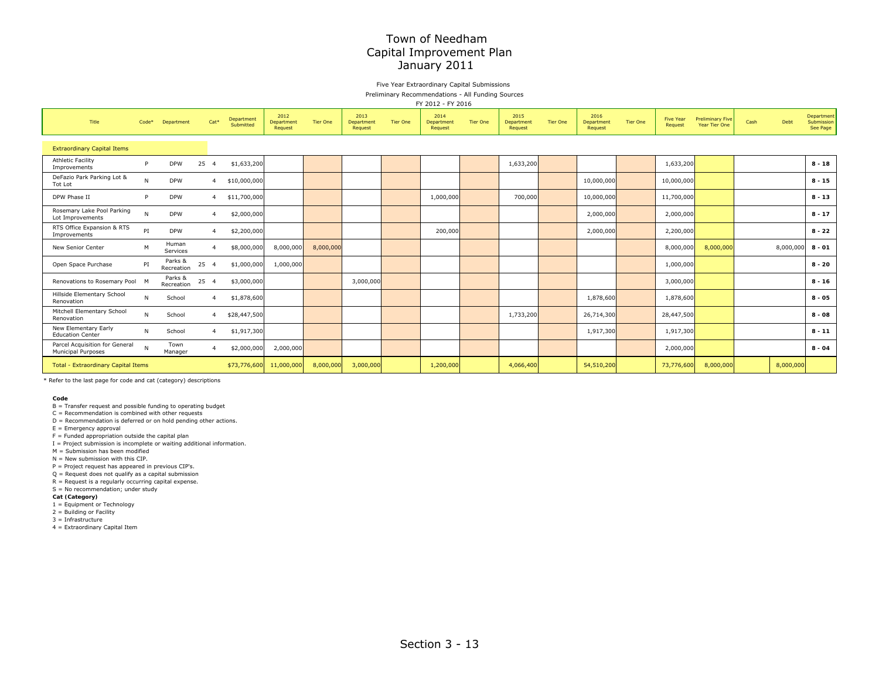# Town of Needham
# Capital Improvement Plan
# January 2011

Five Year Extraordinary Capital Submissions

Preliminary Recommendations - All Funding Sources

FY 2012 - FY 2016

| Title | Code* | Department | Cat* | Department Submitted | 2012 Department Request | Tier One | 2013 Department Request | Tier One | 2014 Department Request | Tier One | 2015 Department Request | Tier One | 2016 Department Request | Tier One | Five Year Request | Preliminary Five Year Tier One | Cash | Debt | Department Submission See Page |
|---|---|---|---|---|---|---|---|---|---|---|---|---|---|---|---|---|---|---|---|
| **Extraordinary Capital Items** | | | | | | | | | | | | | | | | | | | |
| Athletic Facility Improvements | P | DPW | 25 4 | $1,633,200 | | | | | | | 1,633,200 | | | | 1,633,200 | | | | **8 - 18** |
| DeFazio Park Parking Lot & Tot Lot | N | DPW | 4 | $10,000,000 | | | | | | | | | 10,000,000 | | 10,000,000 | | | | **8 - 15** |
| DPW Phase II | P | DPW | 4 | $11,700,000 | | | | | 1,000,000 | | 700,000 | | 10,000,000 | | 11,700,000 | | | | **8 - 13** |
| Rosemary Lake Pool Parking Lot Improvements | N | DPW | 4 | $2,000,000 | | | | | | | | | 2,000,000 | | 2,000,000 | | | | **8 - 17** |
| RTS Office Expansion & RTS Improvements | PI | DPW | 4 | $2,200,000 | | | | | 200,000 | | | | 2,000,000 | | 2,200,000 | | | | **8 - 22** |
| New Senior Center | M | Human Services | 4 | $8,000,000 | 8,000,000 | 8,000,000 | | | | | | | | | 8,000,000 | 8,000,000 | | 8,000,000 | **8 - 01** |
| Open Space Purchase | PI | Parks & Recreation | 25 4 | $1,000,000 | 1,000,000 | | | | | | | | | | 1,000,000 | | | | **8 - 20** |
| Renovations to Rosemary Pool | M | Parks & Recreation | 25 4 | $3,000,000 | | | 3,000,000 | | | | | | | | 3,000,000 | | | | **8 - 16** |
| Hillside Elementary School Renovation | N | School | 4 | $1,878,600 | | | | | | | | | 1,878,600 | | 1,878,600 | | | | **8 - 05** |
| Mitchell Elementary School Renovation | N | School | 4 | $28,447,500 | | | | | | | 1,733,200 | | 26,714,300 | | 28,447,500 | | | | **8 - 08** |
| New Elementary Early Education Center | N | School | 4 | $1,917,300 | | | | | | | | | 1,917,300 | | 1,917,300 | | | | **8 - 11** |
| Parcel Acquisition for General Municipal Purposes | N | Town Manager | 4 | $2,000,000 | 2,000,000 | | | | | | | | | | 2,000,000 | | | | **8 - 04** |
| Total - Extraordinary Capital Items | | | | $73,776,600 | 11,000,000 | 8,000,000 | 3,000,000 | | 1,200,000 | | 4,066,400 | | 54,510,200 | | 73,776,600 | 8,000,000 | | 8,000,000 | |

\* Refer to the last page for code and cat (category) descriptions

**Code**

B = Transfer request and possible funding to operating budget
C = Recommendation is combined with other requests
D = Recommendation is deferred or on hold pending other actions.
E = Emergency approval
F = Funded appropriation outside the capital plan
I = Project submission is incomplete or waiting additional information.
M = Submission has been modified
N = New submission with this CIP.
P = Project request has appeared in previous CIP's.
Q = Request does not qualify as a capital submission
R = Request is a regularly occurring capital expense.
S = No recommendation; under study

**Cat (Category)**

1 = Equipment or Technology
2 = Building or Facility
3 = Infrastructure
4 = Extraordinary Capital Item